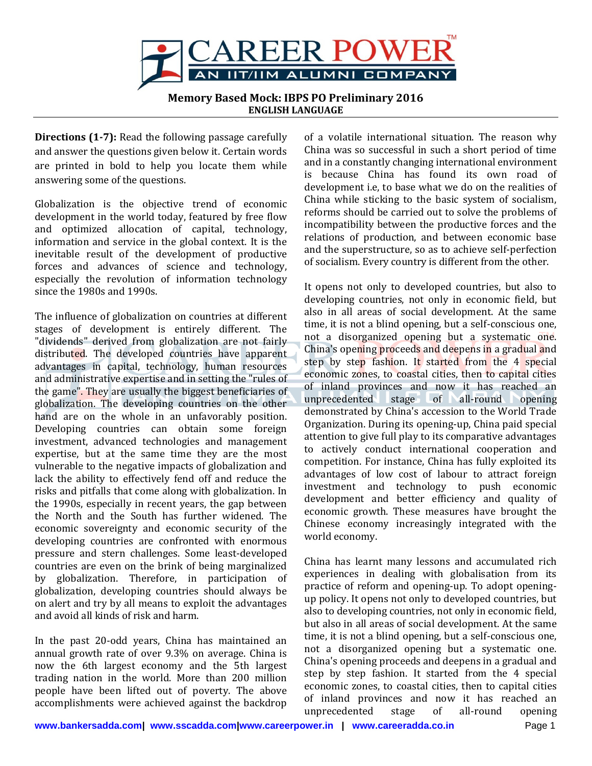# Memory Based Mock: IBPS PO Preliminary 2016

## ENGLISH LANGUAGE

**Directions (1-7):** Read the following passage carefully and answer the questions given below it. Certain words are printed in bold to help you locate them while answering some of the questions.

Globalization is the objective trend of economic development in the world today, featured by free flow and optimized allocation of capital, technology, information and service in the global context. It is the inevitable result of the development of productive forces and advances of science and technology, especially the revolution of information technology since the 1980s and 1990s.

The influence of globalization on countries at different stages of development is entirely different. The "dividends" derived from globalization are not fairly distributed. The developed countries have apparent advantages in capital, technology, human resources and administrative expertise and in setting the "rules of the game". They are usually the biggest beneficiaries of globalization. The developing countries on the other hand are on the whole in an unfavorably position. Developing countries can obtain some foreign investment, advanced technologies and management expertise, but at the same time they are the most vulnerable to the negative impacts of globalization and lack the ability to effectively fend off and reduce the risks and pitfalls that come along with globalization. In the 1990s, especially in recent years, the gap between the North and the South has further widened. The economic sovereignty and economic security of the developing countries are confronted with enormous pressure and stern challenges. Some least-developed countries are even on the brink of being marginalized by globalization. Therefore, in participation of globalization, developing countries should always be on alert and try by all means to exploit the advantages and avoid all kinds of risk and harm.

In the past 20-odd years, China has maintained an annual growth rate of over 9.3% on average. China is now the 6th largest economy and the 5th largest trading nation in the world. More than 200 million people have been lifted out of poverty. The above accomplishments were achieved against the backdrop of a volatile international situation. The reason why China was so successful in such a short period of time and in a constantly changing international environment is because China has found its own road of development i.e, to base what we do on the realities of China while sticking to the basic system of socialism, reforms should be carried out to solve the problems of incompatibility between the productive forces and the relations of production, and between economic base and the superstructure, so as to achieve self-perfection of socialism. Every country is different from the other.

It opens not only to developed countries, but also to developing countries, not only in economic field, but also in all areas of social development. At the same time, it is not a blind opening, but a self-conscious one, not a disorganized opening but a systematic one. China's opening proceeds and deepens in a gradual and step by step fashion. It started from the 4 special economic zones, to coastal cities, then to capital cities of inland provinces and now it has reached an unprecedented stage of all-round opening demonstrated by China's accession to the World Trade Organization. During its opening-up, China paid special attention to give full play to its comparative advantages to actively conduct international cooperation and competition. For instance, China has fully exploited its advantages of low cost of labour to attract foreign investment and technology to push economic development and better efficiency and quality of economic growth. These measures have brought the Chinese economy increasingly integrated with the world economy.

China has learnt many lessons and accumulated rich experiences in dealing with globalisation from its practice of reform and opening-up. To adopt opening-up policy. It opens not only to developed countries, but also to developing countries, not only in economic field, but also in all areas of social development. At the same time, it is not a blind opening, but a self-conscious one, not a disorganized opening but a systematic one. China's opening proceeds and deepens in a gradual and step by step fashion. It started from the 4 special economic zones, to coastal cities, then to capital cities of inland provinces and now it has reached an unprecedented stage of all-round opening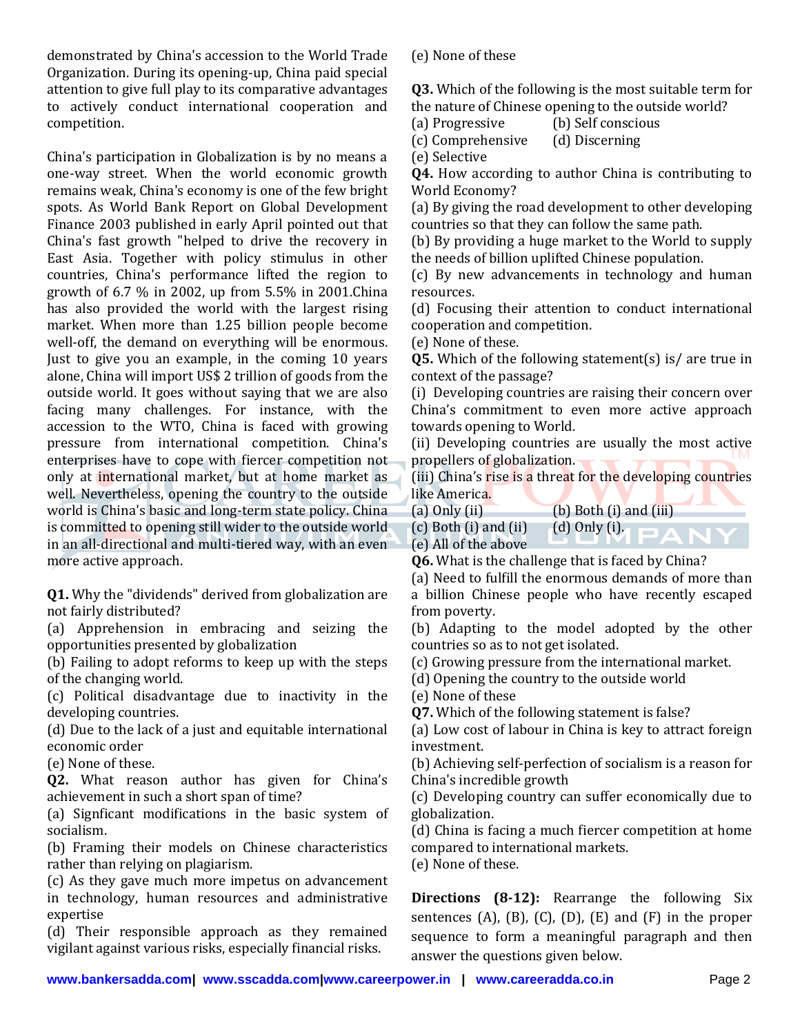demonstrated by China's accession to the World Trade Organization. During its opening-up, China paid special attention to give full play to its comparative advantages to actively conduct international cooperation and competition.

China's participation in Globalization is by no means a one-way street. When the world economic growth remains weak, China's economy is one of the few bright spots. As World Bank Report on Global Development Finance 2003 published in early April pointed out that China's fast growth "helped to drive the recovery in East Asia. Together with policy stimulus in other countries, China's performance lifted the region to growth of 6.7 % in 2002, up from 5.5% in 2001.China has also provided the world with the largest rising market. When more than 1.25 billion people become well-off, the demand on everything will be enormous. Just to give you an example, in the coming 10 years alone, China will import US$ 2 trillion of goods from the outside world. It goes without saying that we are also facing many challenges. For instance, with the accession to the WTO, China is faced with growing pressure from international competition. China's enterprises have to cope with fiercer competition not only at international market, but at home market as well. Nevertheless, opening the country to the outside world is China's basic and long-term state policy. China is committed to opening still wider to the outside world in an all-directional and multi-tiered way, with an even more active approach.

**Q1.** Why the "dividends" derived from globalization are not fairly distributed?
(a) Apprehension in embracing and seizing the opportunities presented by globalization
(b) Failing to adopt reforms to keep up with the steps of the changing world.
(c) Political disadvantage due to inactivity in the developing countries.
(d) Due to the lack of a just and equitable international economic order
(e) None of these.

**Q2.** What reason author has given for China's achievement in such a short span of time?
(a) Signficant modifications in the basic system of socialism.
(b) Framing their models on Chinese characteristics rather than relying on plagiarism.
(c) As they gave much more impetus on advancement in technology, human resources and administrative expertise
(d) Their responsible approach as they remained vigilant against various risks, especially financial risks.
(e) None of these

**Q3.** Which of the following is the most suitable term for the nature of Chinese opening to the outside world?
(a) Progressive (b) Self conscious
(c) Comprehensive (d) Discerning
(e) Selective

**Q4.** How according to author China is contributing to World Economy?
(a) By giving the road development to other developing countries so that they can follow the same path.
(b) By providing a huge market to the World to supply the needs of billion uplifted Chinese population.
(c) By new advancements in technology and human resources.
(d) Focusing their attention to conduct international cooperation and competition.
(e) None of these.

**Q5.** Which of the following statement(s) is/ are true in context of the passage?
(i) Developing countries are raising their concern over China's commitment to even more active approach towards opening to World.
(ii) Developing countries are usually the most active propellers of globalization.
(iii) China's rise is a threat for the developing countries like America.
(a) Only (ii) (b) Both (i) and (iii)
(c) Both (i) and (ii) (d) Only (i).
(e) All of the above

**Q6.** What is the challenge that is faced by China?
(a) Need to fulfill the enormous demands of more than a billion Chinese people who have recently escaped from poverty.
(b) Adapting to the model adopted by the other countries so as to not get isolated.
(c) Growing pressure from the international market.
(d) Opening the country to the outside world
(e) None of these

**Q7.** Which of the following statement is false?
(a) Low cost of labour in China is key to attract foreign investment.
(b) Achieving self-perfection of socialism is a reason for China's incredible growth
(c) Developing country can suffer economically due to globalization.
(d) China is facing a much fiercer competition at home compared to international markets.
(e) None of these.

**Directions (8-12):** Rearrange the following Six sentences (A), (B), (C), (D), (E) and (F) in the proper sequence to form a meaningful paragraph and then answer the questions given below.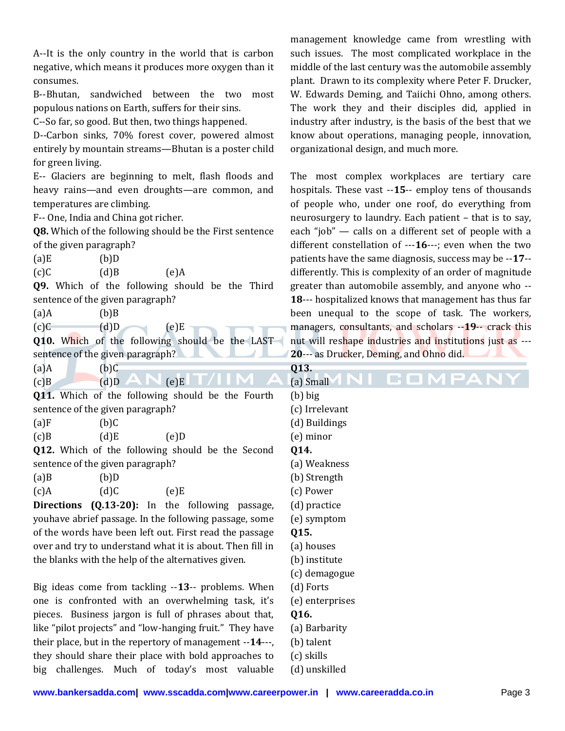A--It is the only country in the world that is carbon negative, which means it produces more oxygen than it consumes.

B--Bhutan, sandwiched between the two most populous nations on Earth, suffers for their sins.

C--So far, so good. But then, two things happened.

D--Carbon sinks, 70% forest cover, powered almost entirely by mountain streams—Bhutan is a poster child for green living.

E-- Glaciers are beginning to melt, flash floods and heavy rains—and even droughts—are common, and temperatures are climbing.

F-- One, India and China got richer.

**Q8.** Which of the following should be the First sentence of the given paragraph?

(a)E (b)D (c)C (d)B (e)A

**Q9.** Which of the following should be the Third sentence of the given paragraph?

(a)A (b)B (c)C (d)D (e)E

**Q10.** Which of the following should be the LAST sentence of the given paragraph?

(a)A (b)C (c)B (d)D (e)E

**Q11.** Which of the following should be the Fourth sentence of the given paragraph?

(a)F (b)C (c)B (d)E (e)D

**Q12.** Which of the following should be the Second sentence of the given paragraph?

(a)B (b)D (c)A (d)C (e)E

**Directions (Q.13-20):** In the following passage, youhave abrief passage. In the following passage, some of the words have been left out. First read the passage over and try to understand what it is about. Then fill in the blanks with the help of the alternatives given.

Big ideas come from tackling --**13**-- problems. When one is confronted with an overwhelming task, it's pieces. Business jargon is full of phrases about that, like "pilot projects" and "low-hanging fruit." They have their place, but in the repertory of management --**14**---, they should share their place with bold approaches to big challenges. Much of today's most valuable management knowledge came from wrestling with such issues. The most complicated workplace in the middle of the last century was the automobile assembly plant. Drawn to its complexity where Peter F. Drucker, W. Edwards Deming, and Taiichi Ohno, among others. The work they and their disciples did, applied in industry after industry, is the basis of the best that we know about operations, managing people, innovation, organizational design, and much more.

The most complex workplaces are tertiary care hospitals. These vast --**15**-- employ tens of thousands of people who, under one roof, do everything from neurosurgery to laundry. Each patient – that is to say, each "job" — calls on a different set of people with a different constellation of ---**16**---; even when the two patients have the same diagnosis, success may be --**17**-- differently. This is complexity of an order of magnitude greater than automobile assembly, and anyone who --**18**--- hospitalized knows that management has thus far been unequal to the scope of task. The workers, managers, consultants, and scholars --**19**-- crack this nut will reshape industries and institutions just as ---**20**--- as Drucker, Deming, and Ohno did.

**Q13.**
(a) Small
(b) big
(c) Irrelevant
(d) Buildings
(e) minor

**Q14.**
(a) Weakness
(b) Strength
(c) Power
(d) practice
(e) symptom

**Q15.**
(a) houses
(b) institute
(c) demagogue
(d) Forts
(e) enterprises

**Q16.**
(a) Barbarity
(b) talent
(c) skills
(d) unskilled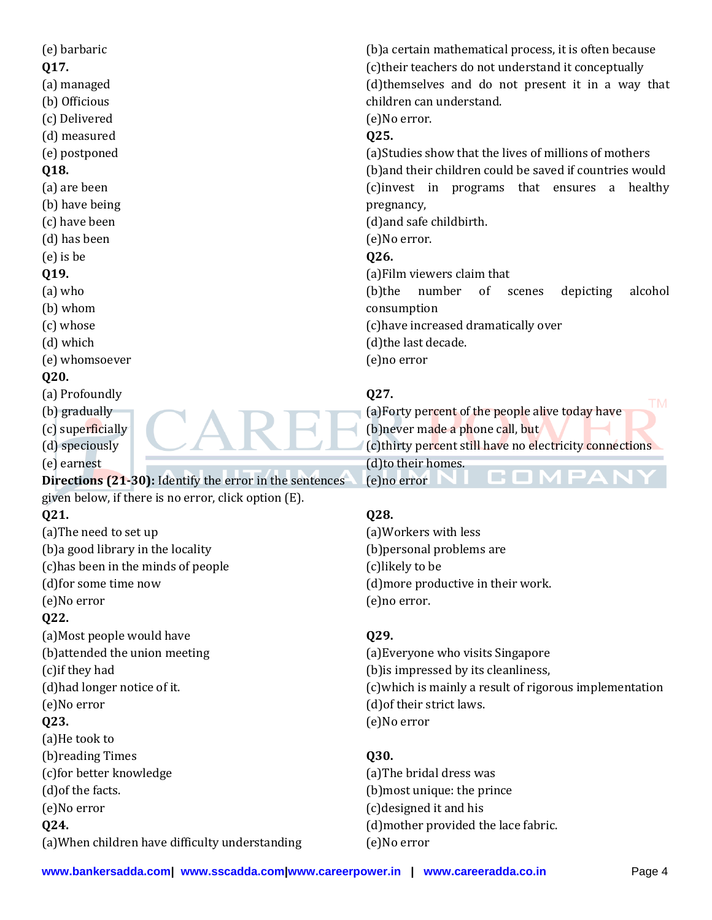(e) barbaric

**Q17.**
(a) managed
(b) Officious
(c) Delivered
(d) measured
(e) postponed

**Q18.**
(a) are been
(b) have being
(c) have been
(d) has been
(e) is be

**Q19.**
(a) who
(b) whom
(c) whose
(d) which
(e) whomsoever

**Q20.**
(a) Profoundly
(b) gradually
(c) superficially
(d) speciously
(e) earnest

**Directions (21-30):** Identify the error in the sentences given below, if there is no error, click option (E).

**Q21.**
(a)The need to set up
(b)a good library in the locality
(c)has been in the minds of people
(d)for some time now
(e)No error

**Q22.**
(a)Most people would have
(b)attended the union meeting
(c)if they had
(d)had longer notice of it.
(e)No error

**Q23.**
(a)He took to
(b)reading Times
(c)for better knowledge
(d)of the facts.
(e)No error

**Q24.**
(a)When children have difficulty understanding
(b)a certain mathematical process, it is often because
(c)their teachers do not understand it conceptually
(d)themselves and do not present it in a way that children can understand.
(e)No error.

**Q25.**
(a)Studies show that the lives of millions of mothers
(b)and their children could be saved if countries would
(c)invest in programs that ensures a healthy pregnancy,
(d)and safe childbirth.
(e)No error.

**Q26.**
(a)Film viewers claim that
(b)the number of scenes depicting alcohol consumption
(c)have increased dramatically over
(d)the last decade.
(e)no error

**Q27.**
(a)Forty percent of the people alive today have
(b)never made a phone call, but
(c)thirty percent still have no electricity connections
(d)to their homes.
(e)no error

**Q28.**
(a)Workers with less
(b)personal problems are
(c)likely to be
(d)more productive in their work.
(e)no error.

**Q29.**
(a)Everyone who visits Singapore
(b)is impressed by its cleanliness,
(c)which is mainly a result of rigorous implementation
(d)of their strict laws.
(e)No error

**Q30.**
(a)The bridal dress was
(b)most unique: the prince
(c)designed it and his
(d)mother provided the lace fabric.
(e)No error